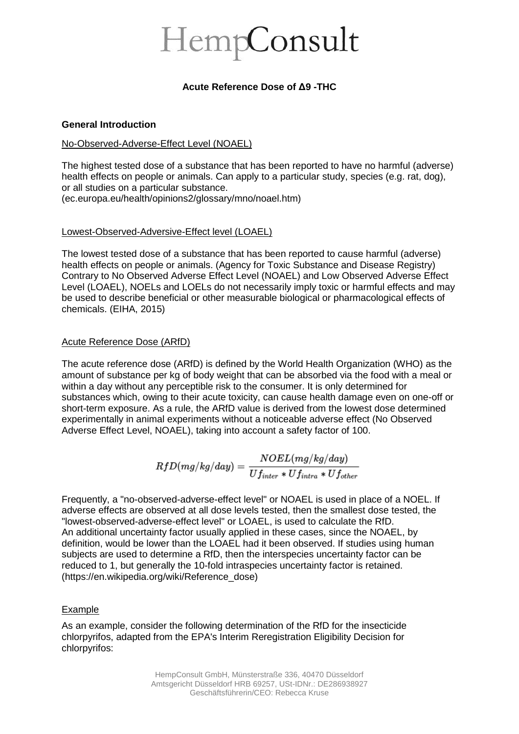# HempConsult

**Acute Reference Dose of Δ9 -THC**

## General Introduction

No-Observed-Adverse-Effect Level (NOAEL)

The highest tested dose of a substance that has been reported to have no harmful (adverse) health effects on people or animals. Can apply to a particular study, species (e.g. rat, dog), or all studies on a particular substance.
(ec.europa.eu/health/opinions2/glossary/mno/noael.htm)

Lowest-Observed-Adversive-Effect level (LOAEL)

The lowest tested dose of a substance that has been reported to cause harmful (adverse) health effects on people or animals. (Agency for Toxic Substance and Disease Registry) Contrary to No Observed Adverse Effect Level (NOAEL) and Low Observed Adverse Effect Level (LOAEL), NOELs and LOELs do not necessarily imply toxic or harmful effects and may be used to describe beneficial or other measurable biological or pharmacological effects of chemicals. (EIHA, 2015)

Acute Reference Dose (ARfD)

The acute reference dose (ARfD) is defined by the World Health Organization (WHO) as the amount of substance per kg of body weight that can be absorbed via the food with a meal or within a day without any perceptible risk to the consumer. It is only determined for substances which, owing to their acute toxicity, can cause health damage even on one-off or short-term exposure. As a rule, the ARfD value is derived from the lowest dose determined experimentally in animal experiments without a noticeable adverse effect (No Observed Adverse Effect Level, NOAEL), taking into account a safety factor of 100.

$$RfD(mg/kg/day) = \frac{NOEL(mg/kg/day)}{Uf_{inter} * Uf_{intra} * Uf_{other}}$$

Frequently, a "no-observed-adverse-effect level" or NOAEL is used in place of a NOEL. If adverse effects are observed at all dose levels tested, then the smallest dose tested, the "lowest-observed-adverse-effect level" or LOAEL, is used to calculate the RfD. An additional uncertainty factor usually applied in these cases, since the NOAEL, by definition, would be lower than the LOAEL had it been observed. If studies using human subjects are used to determine a RfD, then the interspecies uncertainty factor can be reduced to 1, but generally the 10-fold intraspecies uncertainty factor is retained. (https://en.wikipedia.org/wiki/Reference_dose)

Example

As an example, consider the following determination of the RfD for the insecticide chlorpyrifos, adapted from the EPA's Interim Reregistration Eligibility Decision for chlorpyrifos: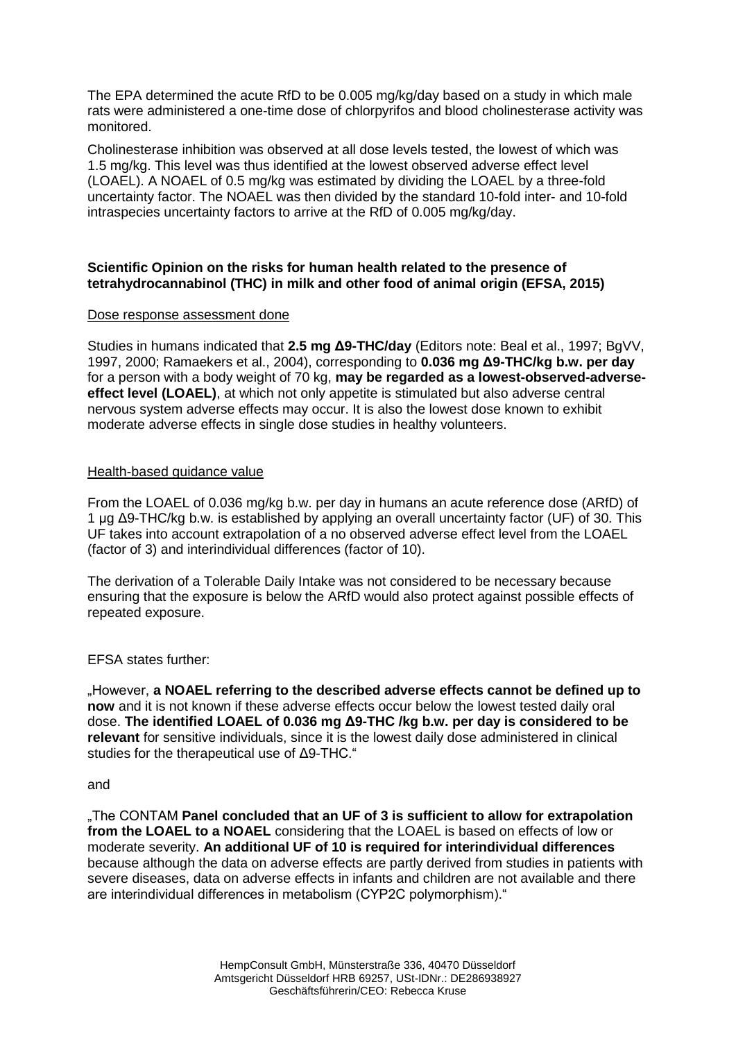The EPA determined the acute RfD to be 0.005 mg/kg/day based on a study in which male rats were administered a one-time dose of chlorpyrifos and blood cholinesterase activity was monitored.

Cholinesterase inhibition was observed at all dose levels tested, the lowest of which was 1.5 mg/kg. This level was thus identified at the lowest observed adverse effect level (LOAEL). A NOAEL of 0.5 mg/kg was estimated by dividing the LOAEL by a three-fold uncertainty factor. The NOAEL was then divided by the standard 10-fold inter- and 10-fold intraspecies uncertainty factors to arrive at the RfD of 0.005 mg/kg/day.

**Scientific Opinion on the risks for human health related to the presence of tetrahydrocannabinol (THC) in milk and other food of animal origin (EFSA, 2015)**

Dose response assessment done

Studies in humans indicated that **2.5 mg Δ9-THC/day** (Editors note: Beal et al., 1997; BgVV, 1997, 2000; Ramaekers et al., 2004), corresponding to **0.036 mg Δ9-THC/kg b.w. per day** for a person with a body weight of 70 kg, **may be regarded as a lowest-observed-adverse-effect level (LOAEL)**, at which not only appetite is stimulated but also adverse central nervous system adverse effects may occur. It is also the lowest dose known to exhibit moderate adverse effects in single dose studies in healthy volunteers.

Health-based guidance value

From the LOAEL of 0.036 mg/kg b.w. per day in humans an acute reference dose (ARfD) of 1 µg Δ9-THC/kg b.w. is established by applying an overall uncertainty factor (UF) of 30. This UF takes into account extrapolation of a no observed adverse effect level from the LOAEL (factor of 3) and interindividual differences (factor of 10).

The derivation of a Tolerable Daily Intake was not considered to be necessary because ensuring that the exposure is below the ARfD would also protect against possible effects of repeated exposure.

EFSA states further:

„However, **a NOAEL referring to the described adverse effects cannot be defined up to now** and it is not known if these adverse effects occur below the lowest tested daily oral dose. **The identified LOAEL of 0.036 mg Δ9-THC /kg b.w. per day is considered to be relevant** for sensitive individuals, since it is the lowest daily dose administered in clinical studies for the therapeutical use of Δ9-THC.“

and

„The CONTAM **Panel concluded that an UF of 3 is sufficient to allow for extrapolation from the LOAEL to a NOAEL** considering that the LOAEL is based on effects of low or moderate severity. **An additional UF of 10 is required for interindividual differences** because although the data on adverse effects are partly derived from studies in patients with severe diseases, data on adverse effects in infants and children are not available and there are interindividual differences in metabolism (CYP2C polymorphism).“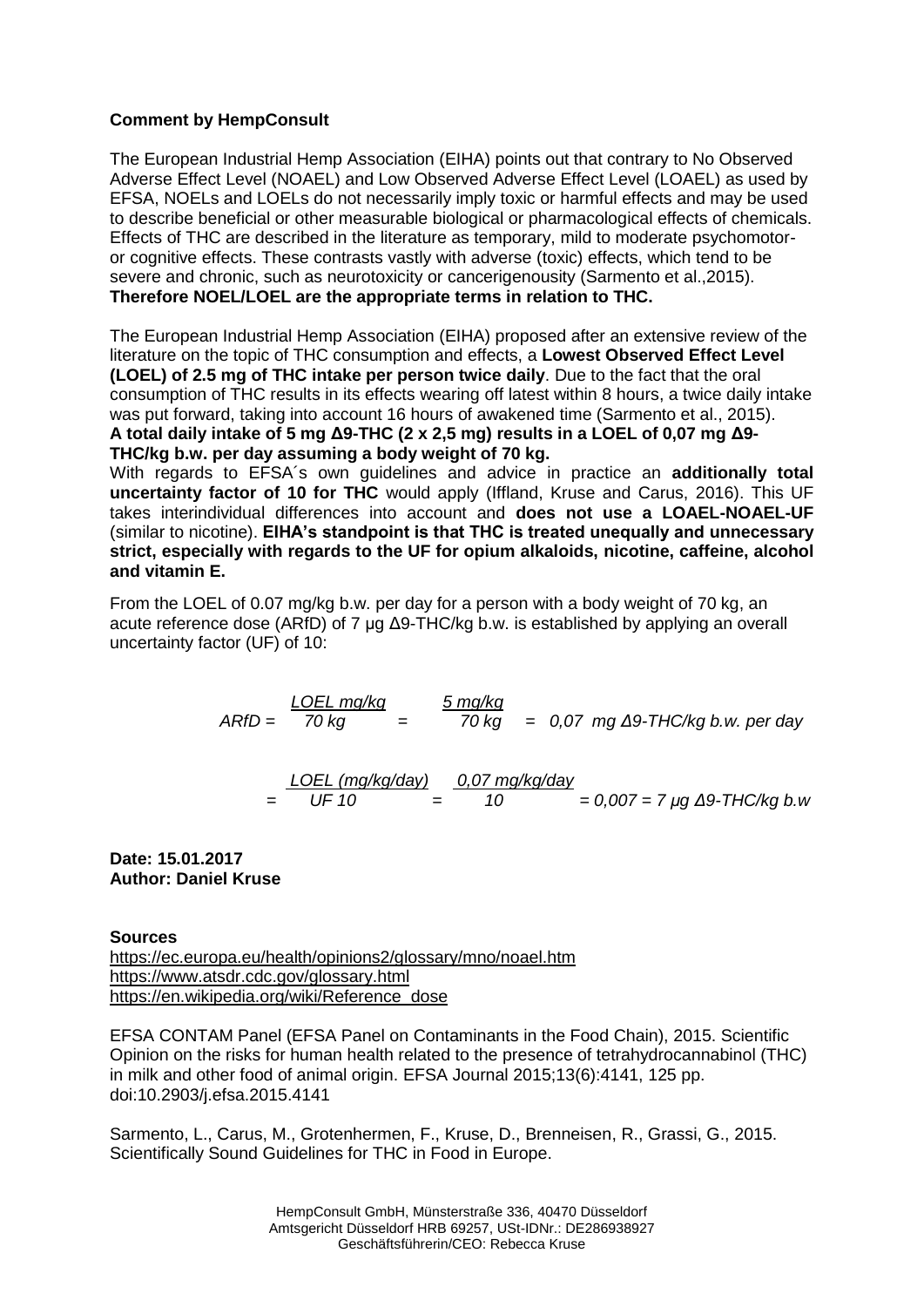**Comment by HempConsult**

The European Industrial Hemp Association (EIHA) points out that contrary to No Observed Adverse Effect Level (NOAEL) and Low Observed Adverse Effect Level (LOAEL) as used by EFSA, NOELs and LOELs do not necessarily imply toxic or harmful effects and may be used to describe beneficial or other measurable biological or pharmacological effects of chemicals. Effects of THC are described in the literature as temporary, mild to moderate psychomotor- or cognitive effects. These contrasts vastly with adverse (toxic) effects, which tend to be severe and chronic, such as neurotoxicity or cancerigenousity (Sarmento et al.,2015).
**Therefore NOEL/LOEL are the appropriate terms in relation to THC.**

The European Industrial Hemp Association (EIHA) proposed after an extensive review of the literature on the topic of THC consumption and effects, a **Lowest Observed Effect Level (LOEL) of 2.5 mg of THC intake per person twice daily**. Due to the fact that the oral consumption of THC results in its effects wearing off latest within 8 hours, a twice daily intake was put forward, taking into account 16 hours of awakened time (Sarmento et al., 2015).
**A total daily intake of 5 mg Δ9-THC (2 x 2,5 mg) results in a LOEL of 0,07 mg Δ9-THC/kg b.w. per day assuming a body weight of 70 kg.**
With regards to EFSA´s own guidelines and advice in practice an **additionally total uncertainty factor of 10 for THC** would apply (Iffland, Kruse and Carus, 2016). This UF takes interindividual differences into account and **does not use a LOAEL-NOAEL-UF** (similar to nicotine). **EIHA's standpoint is that THC is treated unequally and unnecessary strict, especially with regards to the UF for opium alkaloids, nicotine, caffeine, alcohol and vitamin E.**

From the LOEL of 0.07 mg/kg b.w. per day for a person with a body weight of 70 kg, an acute reference dose (ARfD) of 7 µg Δ9-THC/kg b.w. is established by applying an overall uncertainty factor (UF) of 10:

$$ARfD = \frac{LOEL\ mg/kg}{70\ kg} = \frac{5\ mg/kg}{70\ kg} = 0{,}07\ mg\ \Delta9\text{-}THC/kg\ b.w.\ per\ day$$

$$= \frac{LOEL\ (mg/kg/day)}{UF\ 10} = \frac{0{,}07\ mg/kg/day}{10} = 0{,}007 = 7\ \mu g\ \Delta9\text{-}THC/kg\ b.w$$

**Date: 15.01.2017**
**Author: Daniel Kruse**

**Sources**
https://ec.europa.eu/health/opinions2/glossary/mno/noael.htm
https://www.atsdr.cdc.gov/glossary.html
https://en.wikipedia.org/wiki/Reference_dose

EFSA CONTAM Panel (EFSA Panel on Contaminants in the Food Chain), 2015. Scientific Opinion on the risks for human health related to the presence of tetrahydrocannabinol (THC) in milk and other food of animal origin. EFSA Journal 2015;13(6):4141, 125 pp. doi:10.2903/j.efsa.2015.4141

Sarmento, L., Carus, M., Grotenhermen, F., Kruse, D., Brenneisen, R., Grassi, G., 2015. Scientifically Sound Guidelines for THC in Food in Europe.

HempConsult GmbH, Münsterstraße 336, 40470 Düsseldorf
Amtsgericht Düsseldorf HRB 69257, USt-IDNr.: DE286938927
Geschäftsführerin/CEO: Rebecca Kruse